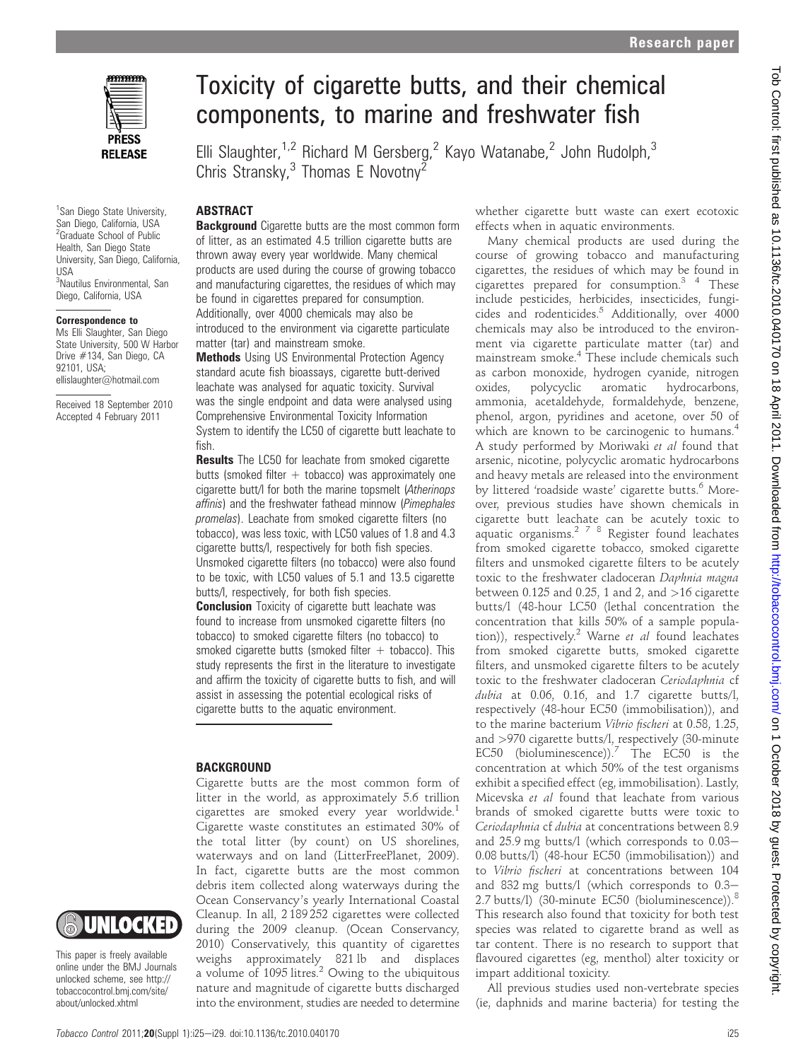# Toxicity of cigarette butts, and their chemical components, to marine and freshwater fish

Elli Slaughter,[1,2] Richard M Gersberg,[2] Kayo Watanabe,[2] John Rudolph,[3] Chris Stransky,[3] Thomas E Novotny[2]

[1]San Diego State University, San Diego, California, USA
[2]Graduate School of Public Health, San Diego State University, San Diego, California, USA
[3]Nautilus Environmental, San Diego, California, USA

**Correspondence to**
Ms Elli Slaughter, San Diego State University, 500 W Harbor Drive #134, San Diego, CA 92101, USA; ellislaughter@hotmail.com

Received 18 September 2010
Accepted 4 February 2011

This paper is freely available online under the BMJ Journals unlocked scheme, see http://tobaccocontrol.bmj.com/site/about/unlocked.xhtml

## ABSTRACT

**Background** Cigarette butts are the most common form of litter, as an estimated 4.5 trillion cigarette butts are thrown away every year worldwide. Many chemical products are used during the course of growing tobacco and manufacturing cigarettes, the residues of which may be found in cigarettes prepared for consumption. Additionally, over 4000 chemicals may also be introduced to the environment via cigarette particulate matter (tar) and mainstream smoke.

**Methods** Using US Environmental Protection Agency standard acute fish bioassays, cigarette butt-derived leachate was analysed for aquatic toxicity. Survival was the single endpoint and data were analysed using Comprehensive Environmental Toxicity Information System to identify the LC50 of cigarette butt leachate to fish.

**Results** The LC50 for leachate from smoked cigarette butts (smoked filter + tobacco) was approximately one cigarette butt/l for both the marine topsmelt (*Atherinops affinis*) and the freshwater fathead minnow (*Pimephales promelas*). Leachate from smoked cigarette filters (no tobacco), was less toxic, with LC50 values of 1.8 and 4.3 cigarette butts/l, respectively for both fish species. Unsmoked cigarette filters (no tobacco) were also found to be toxic, with LC50 values of 5.1 and 13.5 cigarette butts/l, respectively, for both fish species.

**Conclusion** Toxicity of cigarette butt leachate was found to increase from unsmoked cigarette filters (no tobacco) to smoked cigarette filters (no tobacco) to smoked cigarette butts (smoked filter + tobacco). This study represents the first in the literature to investigate and affirm the toxicity of cigarette butts to fish, and will assist in assessing the potential ecological risks of cigarette butts to the aquatic environment.

## BACKGROUND

Cigarette butts are the most common form of litter in the world, as approximately 5.6 trillion cigarettes are smoked every year worldwide.[1] Cigarette waste constitutes an estimated 30% of the total litter (by count) on US shorelines, waterways and on land (LitterFreePlanet, 2009). In fact, cigarette butts are the most common debris item collected along waterways during the Ocean Conservancy's yearly International Coastal Cleanup. In all, 2 189 252 cigarettes were collected during the 2009 cleanup. (Ocean Conservancy, 2010) Conservatively, this quantity of cigarettes weighs approximately 821 lb and displaces a volume of 1095 litres.[2] Owing to the ubiquitous nature and magnitude of cigarette butts discharged into the environment, studies are needed to determine whether cigarette butt waste can exert ecotoxic effects when in aquatic environments.

Many chemical products are used during the course of growing tobacco and manufacturing cigarettes, the residues of which may be found in cigarettes prepared for consumption.[3 4] These include pesticides, herbicides, insecticides, fungicides and rodenticides.[5] Additionally, over 4000 chemicals may also be introduced to the environment via cigarette particulate matter (tar) and mainstream smoke.[4] These include chemicals such as carbon monoxide, hydrogen cyanide, nitrogen oxides, polycyclic aromatic hydrocarbons, ammonia, acetaldehyde, formaldehyde, benzene, phenol, argon, pyridines and acetone, over 50 of which are known to be carcinogenic to humans.[4] A study performed by Moriwaki *et al* found that arsenic, nicotine, polycyclic aromatic hydrocarbons and heavy metals are released into the environment by littered 'roadside waste' cigarette butts.[6] Moreover, previous studies have shown chemicals in cigarette butt leachate can be acutely toxic to aquatic organisms.[2 7 8] Register found leachates from smoked cigarette tobacco, smoked cigarette filters and unsmoked cigarette filters to be acutely toxic to the freshwater cladoceran *Daphnia magna* between 0.125 and 0.25, 1 and 2, and >16 cigarette butts/l (48-hour LC50 (lethal concentration the concentration that kills 50% of a sample population)), respectively.[2] Warne *et al* found leachates from smoked cigarette butts, smoked cigarette filters, and unsmoked cigarette filters to be acutely toxic to the freshwater cladoceran *Ceriodaphnia* cf *dubia* at 0.06, 0.16, and 1.7 cigarette butts/l, respectively (48-hour EC50 (immobilisation)), and to the marine bacterium *Vibrio fischeri* at 0.58, 1.25, and >970 cigarette butts/l, respectively (30-minute EC50 (bioluminescence)).[7] The EC50 is the concentration at which 50% of the test organisms exhibit a specified effect (eg, immobilisation). Lastly, Micevska *et al* found that leachate from various brands of smoked cigarette butts were toxic to *Ceriodaphnia* cf *dubia* at concentrations between 8.9 and 25.9 mg butts/l (which corresponds to 0.03–0.08 butts/l) (48-hour EC50 (immobilisation)) and to *Vibrio fischeri* at concentrations between 104 and 832 mg butts/l (which corresponds to 0.3–2.7 butts/l) (30-minute EC50 (bioluminescence)).[8] This research also found that toxicity for both test species was related to cigarette brand as well as tar content. There is no research to support that flavoured cigarettes (eg, menthol) alter toxicity or impart additional toxicity.

All previous studies used non-vertebrate species (ie, daphnids and marine bacteria) for testing the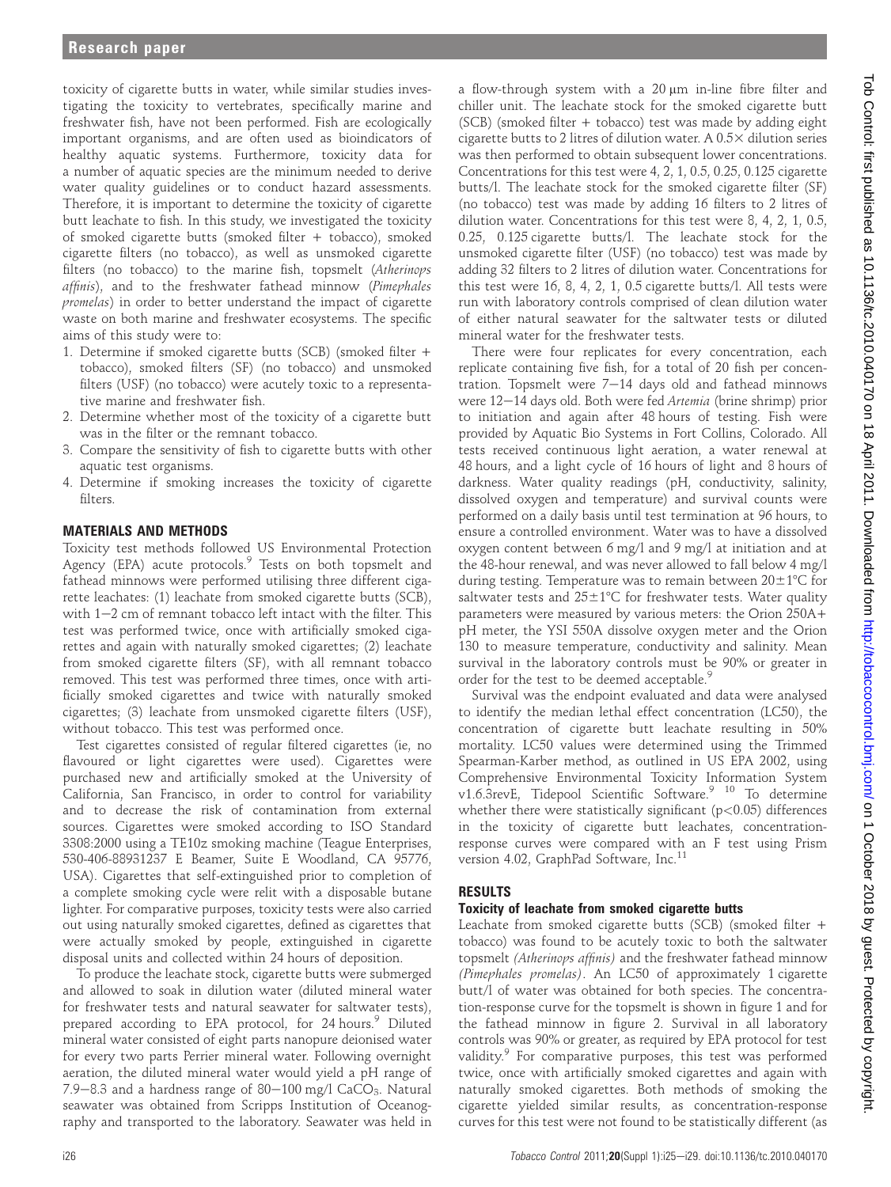toxicity of cigarette butts in water, while similar studies investigating the toxicity to vertebrates, specifically marine and freshwater fish, have not been performed. Fish are ecologically important organisms, and are often used as bioindicators of healthy aquatic systems. Furthermore, toxicity data for a number of aquatic species are the minimum needed to derive water quality guidelines or to conduct hazard assessments. Therefore, it is important to determine the toxicity of cigarette butt leachate to fish. In this study, we investigated the toxicity of smoked cigarette butts (smoked filter + tobacco), smoked cigarette filters (no tobacco), as well as unsmoked cigarette filters (no tobacco) to the marine fish, topsmelt (*Atherinops affinis*), and to the freshwater fathead minnow (*Pimephales promelas*) in order to better understand the impact of cigarette waste on both marine and freshwater ecosystems. The specific aims of this study were to:

1. Determine if smoked cigarette butts (SCB) (smoked filter + tobacco), smoked filters (SF) (no tobacco) and unsmoked filters (USF) (no tobacco) were acutely toxic to a representative marine and freshwater fish.
2. Determine whether most of the toxicity of a cigarette butt was in the filter or the remnant tobacco.
3. Compare the sensitivity of fish to cigarette butts with other aquatic test organisms.
4. Determine if smoking increases the toxicity of cigarette filters.

## MATERIALS AND METHODS

Toxicity test methods followed US Environmental Protection Agency (EPA) acute protocols.[9] Tests on both topsmelt and fathead minnows were performed utilising three different cigarette leachates: (1) leachate from smoked cigarette butts (SCB), with 1–2 cm of remnant tobacco left intact with the filter. This test was performed twice, once with artificially smoked cigarettes and again with naturally smoked cigarettes; (2) leachate from smoked cigarette filters (SF), with all remnant tobacco removed. This test was performed three times, once with artificially smoked cigarettes and twice with naturally smoked cigarettes; (3) leachate from unsmoked cigarette filters (USF), without tobacco. This test was performed once.

Test cigarettes consisted of regular filtered cigarettes (ie, no flavoured or light cigarettes were used). Cigarettes were purchased new and artificially smoked at the University of California, San Francisco, in order to control for variability and to decrease the risk of contamination from external sources. Cigarettes were smoked according to ISO Standard 3308:2000 using a TE10z smoking machine (Teague Enterprises, 530-406-88931237 E Beamer, Suite E Woodland, CA 95776, USA). Cigarettes that self-extinguished prior to completion of a complete smoking cycle were relit with a disposable butane lighter. For comparative purposes, toxicity tests were also carried out using naturally smoked cigarettes, defined as cigarettes that were actually smoked by people, extinguished in cigarette disposal units and collected within 24 hours of deposition.

To produce the leachate stock, cigarette butts were submerged and allowed to soak in dilution water (diluted mineral water for freshwater tests and natural seawater for saltwater tests), prepared according to EPA protocol, for 24 hours.[9] Diluted mineral water consisted of eight parts nanopure deionised water for every two parts Perrier mineral water. Following overnight aeration, the diluted mineral water would yield a pH range of 7.9–8.3 and a hardness range of 80–100 mg/l $CaCO_3$. Natural seawater was obtained from Scripps Institution of Oceanography and transported to the laboratory. Seawater was held in a flow-through system with a 20 μm in-line fibre filter and chiller unit. The leachate stock for the smoked cigarette butt (SCB) (smoked filter + tobacco) test was made by adding eight cigarette butts to 2 litres of dilution water. A 0.5× dilution series was then performed to obtain subsequent lower concentrations. Concentrations for this test were 4, 2, 1, 0.5, 0.25, 0.125 cigarette butts/l. The leachate stock for the smoked cigarette filter (SF) (no tobacco) test was made by adding 16 filters to 2 litres of dilution water. Concentrations for this test were 8, 4, 2, 1, 0.5, 0.25, 0.125 cigarette butts/l. The leachate stock for the unsmoked cigarette filter (USF) (no tobacco) test was made by adding 32 filters to 2 litres of dilution water. Concentrations for this test were 16, 8, 4, 2, 1, 0.5 cigarette butts/l. All tests were run with laboratory controls comprised of clean dilution water of either natural seawater for the saltwater tests or diluted mineral water for the freshwater tests.

There were four replicates for every concentration, each replicate containing five fish, for a total of 20 fish per concentration. Topsmelt were 7–14 days old and fathead minnows were 12–14 days old. Both were fed *Artemia* (brine shrimp) prior to initiation and again after 48 hours of testing. Fish were provided by Aquatic Bio Systems in Fort Collins, Colorado. All tests received continuous light aeration, a water renewal at 48 hours, and a light cycle of 16 hours of light and 8 hours of darkness. Water quality readings (pH, conductivity, salinity, dissolved oxygen and temperature) and survival counts were performed on a daily basis until test termination at 96 hours, to ensure a controlled environment. Water was to have a dissolved oxygen content between 6 mg/l and 9 mg/l at initiation and at the 48-hour renewal, and was never allowed to fall below 4 mg/l during testing. Temperature was to remain between 20±1°C for saltwater tests and 25±1°C for freshwater tests. Water quality parameters were measured by various meters: the Orion 250A+ pH meter, the YSI 550A dissolve oxygen meter and the Orion 130 to measure temperature, conductivity and salinity. Mean survival in the laboratory controls must be 90% or greater in order for the test to be deemed acceptable.[9]

Survival was the endpoint evaluated and data were analysed to identify the median lethal effect concentration (LC50), the concentration of cigarette butt leachate resulting in 50% mortality. LC50 values were determined using the Trimmed Spearman-Karber method, as outlined in US EPA 2002, using Comprehensive Environmental Toxicity Information System v1.6.3revE, Tidepool Scientific Software.[9,10] To determine whether there were statistically significant ($p<0.05$) differences in the toxicity of cigarette butt leachates, concentration-response curves were compared with an F test using Prism version 4.02, GraphPad Software, Inc.[11]

## RESULTS

### Toxicity of leachate from smoked cigarette butts

Leachate from smoked cigarette butts (SCB) (smoked filter + tobacco) was found to be acutely toxic to both the saltwater topsmelt *(Atherinops affinis)* and the freshwater fathead minnow *(Pimephales promelas)*. An LC50 of approximately 1 cigarette butt/l of water was obtained for both species. The concentration-response curve for the topsmelt is shown in figure 1 and for the fathead minnow in figure 2. Survival in all laboratory controls was 90% or greater, as required by EPA protocol for test validity.[9] For comparative purposes, this test was performed twice, once with artificially smoked cigarettes and again with naturally smoked cigarettes. Both methods of smoking the cigarette yielded similar results, as concentration-response curves for this test were not found to be statistically different (as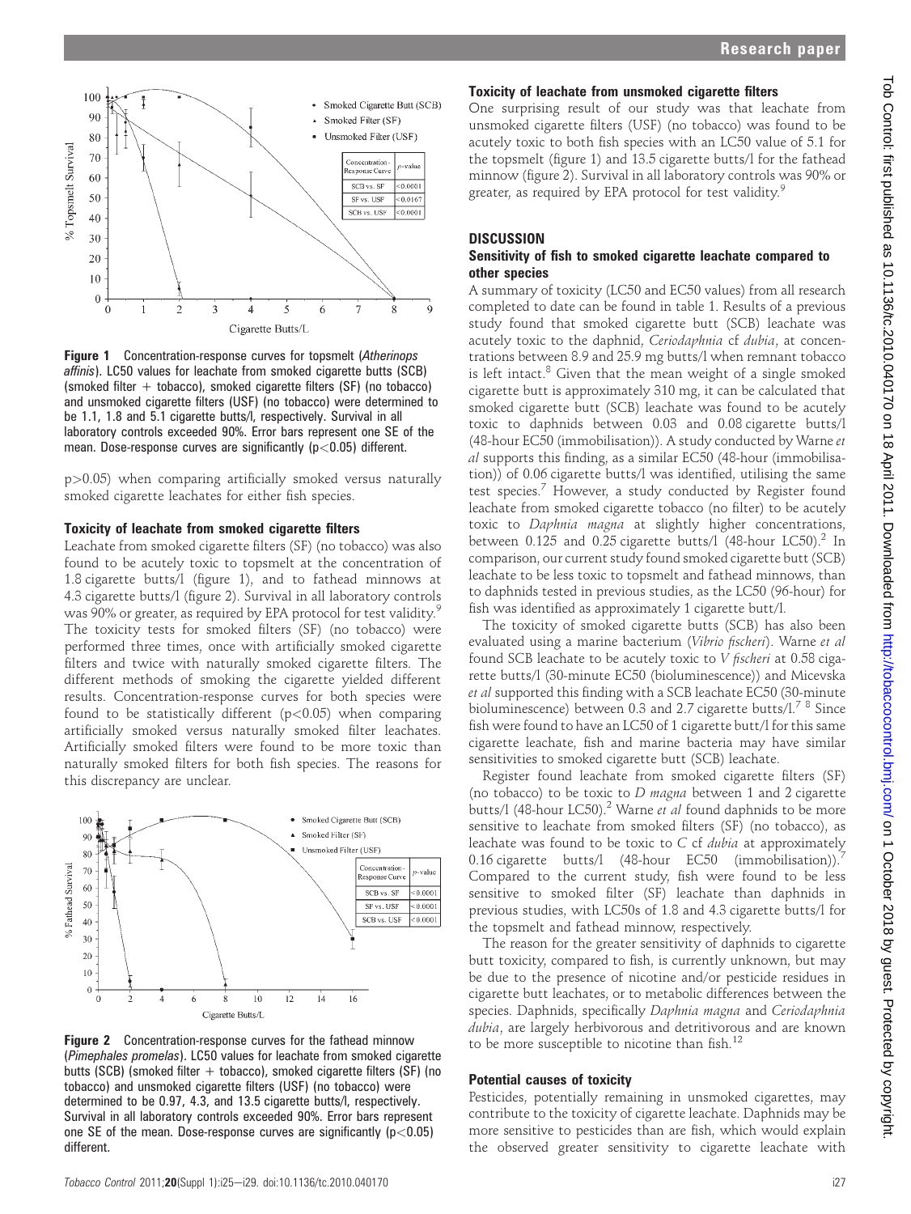Figure 1 Concentration-response curves for topsmelt (*Atherinops affinis*). LC50 values for leachate from smoked cigarette butts (SCB) (smoked filter + tobacco), smoked cigarette filters (SF) (no tobacco) and unsmoked cigarette filters (USF) (no tobacco) were determined to be 1.1, 1.8 and 5.1 cigarette butts/l, respectively. Survival in all laboratory controls exceeded 90%. Error bars represent one SE of the mean. Dose-response curves are significantly ($p<0.05$) different.

$p>0.05$) when comparing artificially smoked versus naturally smoked cigarette leachates for either fish species.

### Toxicity of leachate from smoked cigarette filters

Leachate from smoked cigarette filters (SF) (no tobacco) was also found to be acutely toxic to topsmelt at the concentration of 1.8 cigarette butts/l (figure 1), and to fathead minnows at 4.3 cigarette butts/l (figure 2). Survival in all laboratory controls was 90% or greater, as required by EPA protocol for test validity.[9] The toxicity tests for smoked filters (SF) (no tobacco) were performed three times, once with artificially smoked cigarette filters and twice with naturally smoked cigarette filters. The different methods of smoking the cigarette yielded different results. Concentration-response curves for both species were found to be statistically different ($p<0.05$) when comparing artificially smoked versus naturally smoked filter leachates. Artificially smoked filters were found to be more toxic than naturally smoked filters for both fish species. The reasons for this discrepancy are unclear.

Figure 2 Concentration-response curves for the fathead minnow (*Pimephales promelas*). LC50 values for leachate from smoked cigarette butts (SCB) (smoked filter + tobacco), smoked cigarette filters (SF) (no tobacco), and unsmoked cigarette filters (USF) (no tobacco) were determined to be 0.97, 4.3, and 13.5 cigarette butts/l, respectively. Survival in all laboratory controls exceeded 90%. Error bars represent one SE of the mean. Dose-response curves are significantly ($p<0.05$) different.

### Toxicity of leachate from unsmoked cigarette filters

One surprising result of our study was that leachate from unsmoked cigarette filters (USF) (no tobacco) was found to be acutely toxic to both fish species with an LC50 value of 5.1 for the topsmelt (figure 1) and 13.5 cigarette butts/l for the fathead minnow (figure 2). Survival in all laboratory controls was 90% or greater, as required by EPA protocol for test validity.[9]

## DISCUSSION

### Sensitivity of fish to smoked cigarette leachate compared to other species

A summary of toxicity (LC50 and EC50 values) from all research completed to date can be found in table 1. Results of a previous study found that smoked cigarette butt (SCB) leachate was acutely toxic to the daphnid, *Ceriodaphnia* cf *dubia*, at concentrations between 8.9 and 25.9 mg butts/l when remnant tobacco is left intact.[8] Given that the mean weight of a single smoked cigarette butt is approximately 310 mg, it can be calculated that smoked cigarette butt (SCB) leachate was found to be acutely toxic to daphnids between 0.03 and 0.08 cigarette butts/l (48-hour EC50 (immobilisation)). A study conducted by Warne *et al* supports this finding, as a similar EC50 (48-hour (immobilisation)) of 0.06 cigarette butts/l was identified, utilising the same test species.[7] However, a study conducted by Register found leachate from smoked cigarette tobacco (no filter) to be acutely toxic to *Daphnia magna* at slightly higher concentrations, between 0.125 and 0.25 cigarette butts/l (48-hour LC50).[2] In comparison, our current study found smoked cigarette butt (SCB) leachate to be less toxic to topsmelt and fathead minnows, than to daphnids tested in previous studies, as the LC50 (96-hour) for fish was identified as approximately 1 cigarette butt/l.

The toxicity of smoked cigarette butts (SCB) has also been evaluated using a marine bacterium (*Vibrio fischeri*). Warne *et al* found SCB leachate to be acutely toxic to *V fischeri* at 0.58 cigarette butts/l (30-minute EC50 (bioluminescence)) and Micevska *et al* supported this finding with a SCB leachate EC50 (30-minute bioluminescence) between 0.3 and 2.7 cigarette butts/l.[7 8] Since fish were found to have an LC50 of 1 cigarette butt/l for this same cigarette leachate, fish and marine bacteria may have similar sensitivities to smoked cigarette butt (SCB) leachate.

Register found leachate from smoked cigarette filters (SF) (no tobacco) to be toxic to *D magna* between 1 and 2 cigarette butts/l (48-hour LC50).[2] Warne *et al* found daphnids to be more sensitive to leachate from smoked filters (SF) (no tobacco), as leachate was found to be toxic to *C* cf *dubia* at approximately 0.16 cigarette butts/l (48-hour EC50 (immobilisation)).[7] Compared to the current study, fish were found to be less sensitive to smoked filter (SF) leachate than daphnids in previous studies, with LC50s of 1.8 and 4.3 cigarette butts/l for the topsmelt and fathead minnow, respectively.

The reason for the greater sensitivity of daphnids to cigarette butt toxicity, compared to fish, is currently unknown, but may be due to the presence of nicotine and/or pesticide residues in cigarette butt leachates, or to metabolic differences between the species. Daphnids, specifically *Daphnia magna* and *Ceriodaphnia dubia*, are largely herbivorous and detritivorous and are known to be more susceptible to nicotine than fish.[12]

### Potential causes of toxicity

Pesticides, potentially remaining in unsmoked cigarettes, may contribute to the toxicity of cigarette leachate. Daphnids may be more sensitive to pesticides than are fish, which would explain the observed greater sensitivity to cigarette leachate with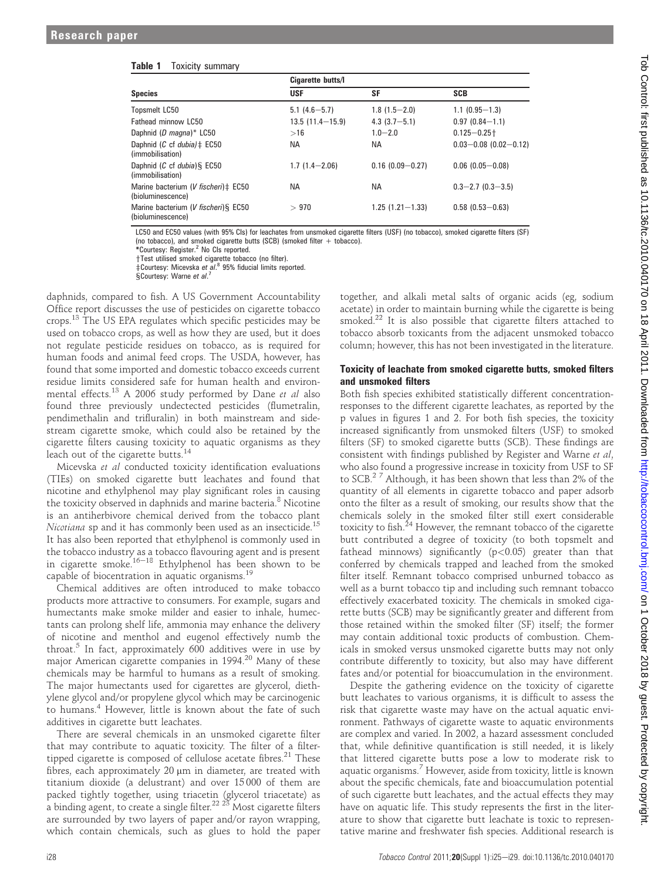**Table 1** Toxicity summary

| Species | Cigarette butts/l | | |
|---|---|---|---|
| | USF | SF | SCB |
| Topsmelt LC50 | 5.1 (4.6−5.7) | 1.8 (1.5−2.0) | 1.1 (0.95−1.3) |
| Fathead minnow LC50 | 13.5 (11.4−15.9) | 4.3 (3.7−5.1) | 0.97 (0.84−1.1) |
| Daphnid (*D magna*)* LC50 | >16 | 1.0−2.0 | 0.125−0.25† |
| Daphnid (*C* cf *dubia*)‡ EC50 (immobilisation) | NA | NA | 0.03−0.08 (0.02−0.12) |
| Daphnid (*C* cf *dubia*)§ EC50 (immobilisation) | 1.7 (1.4−2.06) | 0.16 (0.09−0.27) | 0.06 (0.05−0.08) |
| Marine bacterium (*V fischeri*)‡ EC50 (bioluminescence) | NA | NA | 0.3−2.7 (0.3−3.5) |
| Marine bacterium (*V fischeri*)§ EC50 (bioluminescence) | > 970 | 1.25 (1.21−1.33) | 0.58 (0.53−0.63) |

LC50 and EC50 values (with 95% CIs) for leachates from unsmoked cigarette filters (USF) (no tobacco), smoked cigarette filters (SF) (no tobacco), and smoked cigarette butts (SCB) (smoked filter + tobacco).
*Courtesy: Register.[2] No CIs reported.
†Test utilised smoked cigarette tobacco (no filter).
‡Courtesy: Micevska *et al*.[8] 95% fiducial limits reported.
§Courtesy: Warne *et al*.[7]

daphnids, compared to fish. A US Government Accountability Office report discusses the use of pesticides on cigarette tobacco crops.[13] The US EPA regulates which specific pesticides may be used on tobacco crops, as well as how they are used, but it does not regulate pesticide residues on tobacco, as is required for human foods and animal feed crops. The USDA, however, has found that some imported and domestic tobacco exceeds current residue limits considered safe for human health and environmental effects.[13] A 2006 study performed by Dane *et al* also found three previously undetected pesticides (flumetralin, pendimethalin and trifluralin) in both mainstream and sidestream cigarette smoke, which could also be retained by the cigarette filters causing toxicity to aquatic organisms as they leach out of the cigarette butts.[14]

Micevska *et al* conducted toxicity identification evaluations (TIEs) on smoked cigarette butt leachates and found that nicotine and ethylphenol may play significant roles in causing the toxicity observed in daphnids and marine bacteria.[8] Nicotine is an antiherbivore chemical derived from the tobacco plant *Nicotiana* sp and it has commonly been used as an insecticide.[15] It has also been reported that ethylphenol is commonly used in the tobacco industry as a tobacco flavouring agent and is present in cigarette smoke.[16−18] Ethylphenol has been shown to be capable of biocentration in aquatic organisms.[19]

Chemical additives are often introduced to make tobacco products more attractive to consumers. For example, sugars and humectants make smoke milder and easier to inhale, humectants can prolong shelf life, ammonia may enhance the delivery of nicotine and menthol and eugenol effectively numb the throat.[5] In fact, approximately 600 additives were in use by major American cigarette companies in 1994.[20] Many of these chemicals may be harmful to humans as a result of smoking. The major humectants used for cigarettes are glycerol, diethylene glycol and/or propylene glycol which may be carcinogenic to humans.[4] However, little is known about the fate of such additives in cigarette butt leachates.

There are several chemicals in an unsmoked cigarette filter that may contribute to aquatic toxicity. The filter of a filter-tipped cigarette is composed of cellulose acetate fibres.[21] These fibres, each approximately 20 μm in diameter, are treated with titanium dioxide (a delustrant) and over 15 000 of them are packed tightly together, using triacetin (glycerol triacetate) as a binding agent, to create a single filter.[22 23] Most cigarette filters are surrounded by two layers of paper and/or rayon wrapping, which contain chemicals, such as glues to hold the paper together, and alkali metal salts of organic acids (eg, sodium acetate) in order to maintain burning while the cigarette is being smoked.[22] It is also possible that cigarette filters attached to tobacco absorb toxicants from the adjacent unsmoked tobacco column; however, this has not been investigated in the literature.

### Toxicity of leachate from smoked cigarette butts, smoked filters and unsmoked filters

Both fish species exhibited statistically different concentration-responses to the different cigarette leachates, as reported by the p values in figures 1 and 2. For both fish species, the toxicity increased significantly from unsmoked filters (USF) to smoked filters (SF) to smoked cigarette butts (SCB). These findings are consistent with findings published by Register and Warne *et al*, who also found a progressive increase in toxicity from USF to SF to SCB.[2 7] Although, it has been shown that less than 2% of the quantity of all elements in cigarette tobacco and paper adsorb onto the filter as a result of smoking, our results show that the chemicals solely in the smoked filter still exert considerable toxicity to fish.[24] However, the remnant tobacco of the cigarette butt contributed a degree of toxicity (to both topsmelt and fathead minnows) significantly ($p<0.05$) greater than that conferred by chemicals trapped and leached from the smoked filter itself. Remnant tobacco comprised unburned tobacco as well as a burnt tobacco tip and including such remnant tobacco effectively exacerbated toxicity. The chemicals in smoked cigarette butts (SCB) may be significantly greater and different from those retained within the smoked filter (SF) itself; the former may contain additional toxic products of combustion. Chemicals in smoked versus unsmoked cigarette butts may not only contribute differently to toxicity, but also may have different fates and/or potential for bioaccumulation in the environment.

Despite the gathering evidence on the toxicity of cigarette butt leachates to various organisms, it is difficult to assess the risk that cigarette waste may have on the actual aquatic environment. Pathways of cigarette waste to aquatic environments are complex and varied. In 2002, a hazard assessment concluded that, while definitive quantification is still needed, it is likely that littered cigarette butts pose a low to moderate risk to aquatic organisms.[7] However, aside from toxicity, little is known about the specific chemicals, fate and bioaccumulation potential of such cigarette butt leachates, and the actual effects they may have on aquatic life. This study represents the first in the literature to show that cigarette butt leachate is toxic to representative marine and freshwater fish species. Additional research is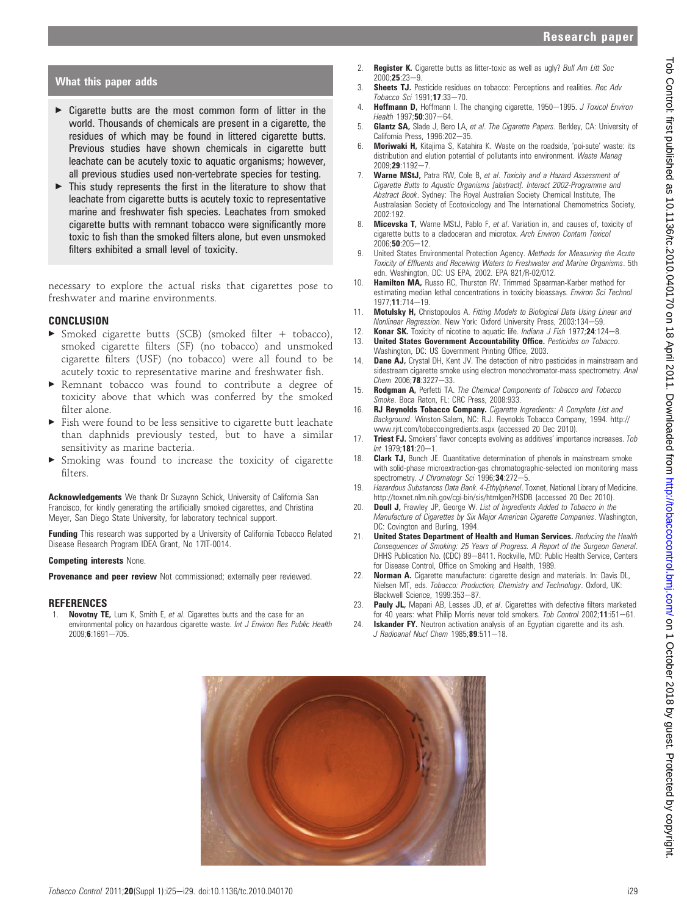## What this paper adds

- Cigarette butts are the most common form of litter in the world. Thousands of chemicals are present in a cigarette, the residues of which may be found in littered cigarette butts. Previous studies have shown chemicals in cigarette butt leachate can be acutely toxic to aquatic organisms; however, all previous studies used non-vertebrate species for testing.
- This study represents the first in the literature to show that leachate from cigarette butts is acutely toxic to representative marine and freshwater fish species. Leachates from smoked cigarette butts with remnant tobacco were significantly more toxic to fish than the smoked filters alone, but even unsmoked filters exhibited a small level of toxicity.

necessary to explore the actual risks that cigarettes pose to freshwater and marine environments.

## CONCLUSION

- Smoked cigarette butts (SCB) (smoked filter + tobacco), smoked cigarette filters (SF) (no tobacco) and unsmoked cigarette filters (USF) (no tobacco) were all found to be acutely toxic to representative marine and freshwater fish.
- Remnant tobacco was found to contribute a degree of toxicity above that which was conferred by the smoked filter alone.
- Fish were found to be less sensitive to cigarette butt leachate than daphnids previously tested, but to have a similar sensitivity as marine bacteria.
- Smoking was found to increase the toxicity of cigarette filters.

**Acknowledgements** We thank Dr Suzaynn Schick, University of California San Francisco, for kindly generating the artificially smoked cigarettes, and Christina Meyer, San Diego State University, for laboratory technical support.

**Funding** This research was supported by a University of California Tobacco Related Disease Research Program IDEA Grant, No 17IT-0014.

**Competing interests** None.

**Provenance and peer review** Not commissioned; externally peer reviewed.

## REFERENCES

1. **Novotny TE,** Lum K, Smith E, *et al*. Cigarettes butts and the case for an environmental policy on hazardous cigarette waste. *Int J Environ Res Public Health* 2009;**6**:1691–705.
2. **Register K.** Cigarette butts as litter-toxic as well as ugly? *Bull Am Litt Soc* 2000;**25**:23–9.
3. **Sheets TJ.** Pesticide residues on tobacco: Perceptions and realities. *Rec Adv Tobacco Sci* 1991;**17**:33–70.
4. **Hoffmann D,** Hoffmann I. The changing cigarette, 1950–1995. *J Toxicol Environ Health* 1997;**50**:307–64.
5. **Glantz SA,** Slade J, Bero LA, *et al*. *The Cigarette Papers*. Berkley, CA: University of California Press, 1996:202–35.
6. **Moriwaki H,** Kitajima S, Katahira K. Waste on the roadside, 'poi-sute' waste: its distribution and elution potential of pollutants into environment. *Waste Manag* 2009;**29**:1192–7.
7. **Warne MStJ,** Patra RW, Cole B, *et al*. *Toxicity and a Hazard Assessment of Cigarette Butts to Aquatic Organisms [abstract]. Interact 2002-Programme and Abstract Book*. Sydney: The Royal Australian Society Chemical Institute, The Australasian Society of Ecotoxicology and The International Chemometrics Society, 2002:192.
8. **Micevska T,** Warne MStJ, Pablo F, *et al*. Variation in, and causes of, toxicity of cigarette butts to a cladoceran and microtox. *Arch Environ Contam Toxicol* 2006;**50**:205–12.
9. United States Environmental Protection Agency. *Methods for Measuring the Acute Toxicity of Effluents and Receiving Waters to Freshwater and Marine Organisms*. 5th edn. Washington, DC: US EPA, 2002. EPA 821/R-02/012.
10. **Hamilton MA,** Russo RC, Thurston RV. Trimmed Spearman-Karber method for estimating median lethal concentrations in toxicity bioassays. *Environ Sci Technol* 1977;**11**:714–19.
11. **Motulsky H,** Christopoulos A. *Fitting Models to Biological Data Using Linear and Nonlinear Regression*. New York: Oxford University Press, 2003:134–59.
12. **Konar SK.** Toxicity of nicotine to aquatic life. *Indiana J Fish* 1977;**24**:124–8.
13. **United States Government Accountability Office.** *Pesticides on Tobacco*. Washington, DC: US Government Printing Office, 2003.
14. **Dane AJ,** Crystal DH, Kent JV. The detection of nitro pesticides in mainstream and sidestream cigarette smoke using electron monochromator-mass spectrometry. *Anal Chem* 2006;**78**:3227–33.
15. **Rodgman A,** Perfetti TA. *The Chemical Components of Tobacco and Tobacco Smoke*. Boca Raton, FL: CRC Press, 2008:933.
16. **RJ Reynolds Tobacco Company.** *Cigarette Ingredients: A Complete List and Background*. Winston-Salem, NC: R.J. Reynolds Tobacco Company, 1994. http://www.rjrt.com/tobaccoingredients.aspx (accessed 20 Dec 2010).
17. **Triest FJ.** Smokers' flavor concepts evolving as additives' importance increases. *Tob Int* 1979;**181**:20–1.
18. **Clark TJ,** Bunch JE. Quantitative determination of phenols in mainstream smoke with solid-phase microextraction-gas chromatographic-selected ion monitoring mass spectrometry. *J Chromatogr Sci* 1996;**34**:272–5.
19. *Hazardous Substances Data Bank. 4-Ethylphenol*. Toxnet, National Library of Medicine. http://toxnet.nlm.nih.gov/cgi-bin/sis/htmlgen?HSDB (accessed 20 Dec 2010).
20. **Doull J,** Frawley JP, George W. *List of Ingredients Added to Tobacco in the Manufacture of Cigarettes by Six Major American Cigarette Companies*. Washington, DC: Covington and Burling, 1994.
21. **United States Department of Health and Human Services.** *Reducing the Health Consequences of Smoking: 25 Years of Progress. A Report of the Surgeon General*. DHHS Publication No. (CDC) 89–8411. Rockville, MD: Public Health Service, Centers for Disease Control, Office on Smoking and Health, 1989.
22. **Norman A.** Cigarette manufacture: cigarette design and materials. In: Davis DL, Nielsen MT, eds. *Tobacco: Production, Chemistry and Technology*. Oxford, UK: Blackwell Science, 1999:353–87.
23. **Pauly JL,** Mapani AB, Lesses JD, *et al*. Cigarettes with defective filters marketed for 40 years: what Philip Morris never told smokers. *Tob Control* 2002;**11**:i51–61.
24. **Iskander FY.** Neutron activation analysis of an Egyptian cigarette and its ash. *J Radioanal Nucl Chem* 1985;**89**:511–18.